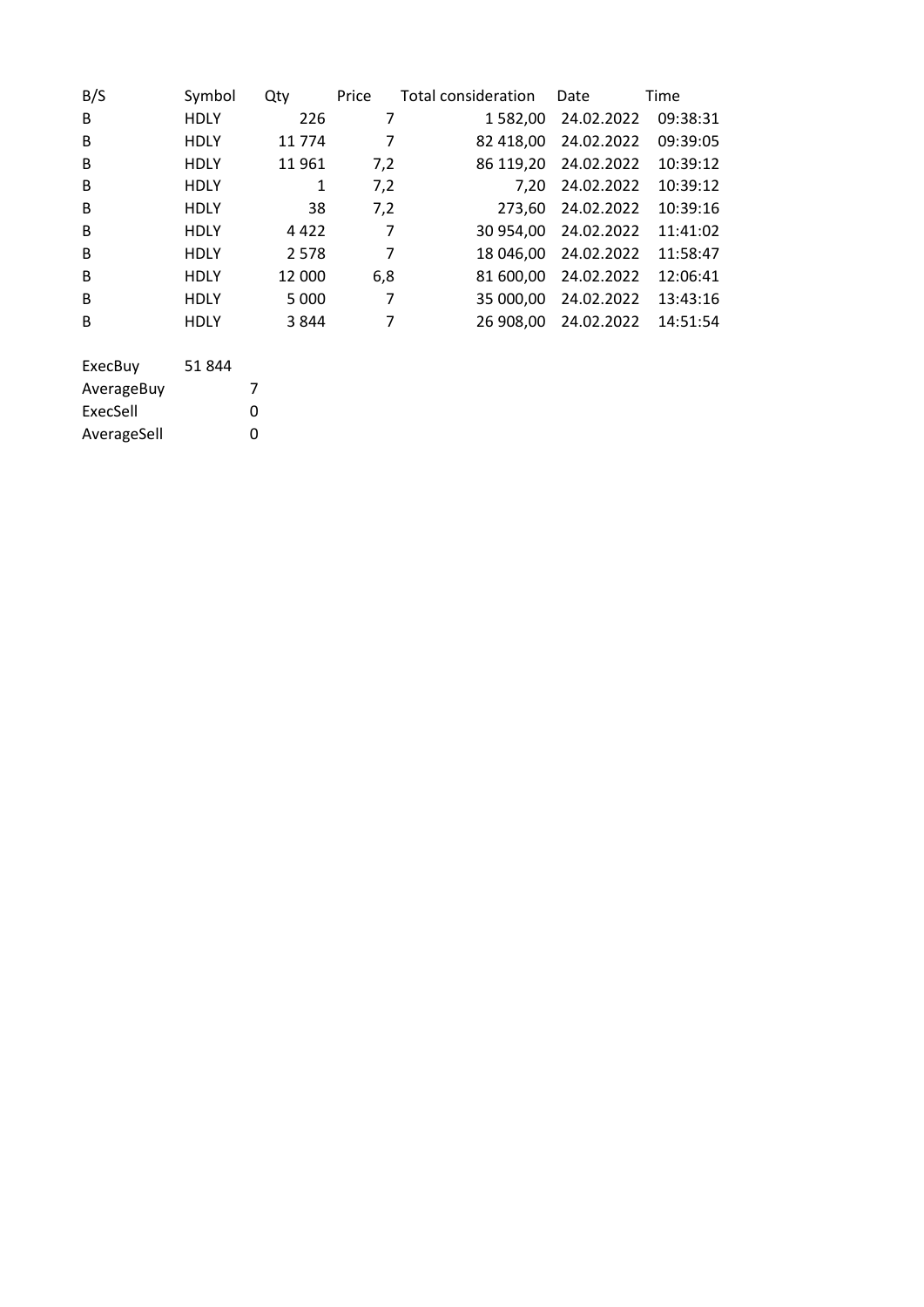| B/S | Symbol | Qty | Price | Total consideration | Date | Time |
|---|---|---|---|---|---|---|
| B | HDLY | 226 | 7 | 1 582,00 | 24.02.2022 | 09:38:31 |
| B | HDLY | 11 774 | 7 | 82 418,00 | 24.02.2022 | 09:39:05 |
| B | HDLY | 11 961 | 7,2 | 86 119,20 | 24.02.2022 | 10:39:12 |
| B | HDLY | 1 | 7,2 | 7,20 | 24.02.2022 | 10:39:12 |
| B | HDLY | 38 | 7,2 | 273,60 | 24.02.2022 | 10:39:16 |
| B | HDLY | 4 422 | 7 | 30 954,00 | 24.02.2022 | 11:41:02 |
| B | HDLY | 2 578 | 7 | 18 046,00 | 24.02.2022 | 11:58:47 |
| B | HDLY | 12 000 | 6,8 | 81 600,00 | 24.02.2022 | 12:06:41 |
| B | HDLY | 5 000 | 7 | 35 000,00 | 24.02.2022 | 13:43:16 |
| B | HDLY | 3 844 | 7 | 26 908,00 | 24.02.2022 | 14:51:54 |

| | |
|---|---|
| ExecBuy | 51 844 |
| AverageBuy | 7 |
| ExecSell | 0 |
| AverageSell | 0 |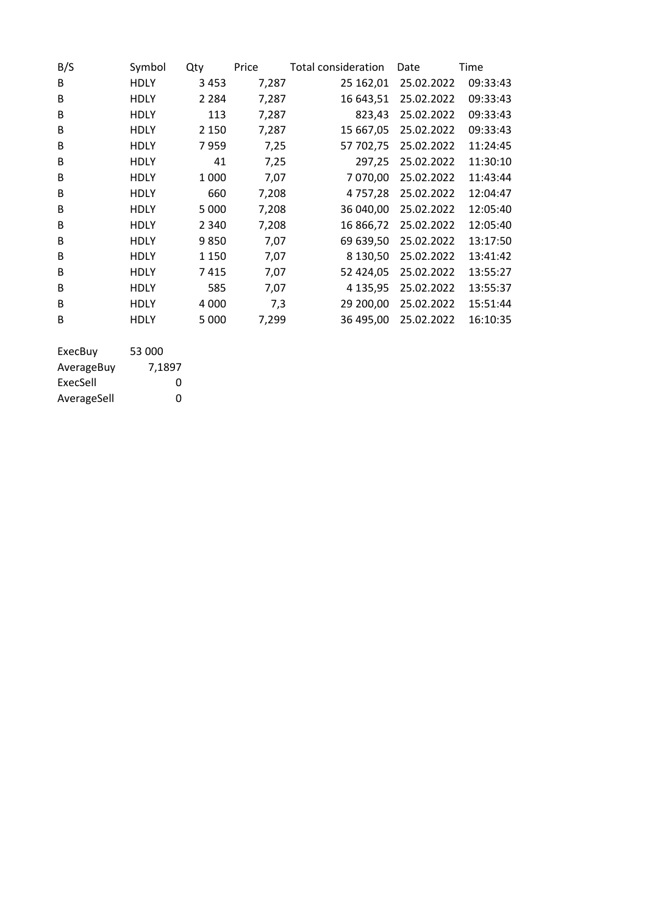| B/S | Symbol | Qty | Price | Total consideration | Date | Time |
|---|---|---|---|---|---|---|
| B | HDLY | 3 453 | 7,287 | 25 162,01 | 25.02.2022 | 09:33:43 |
| B | HDLY | 2 284 | 7,287 | 16 643,51 | 25.02.2022 | 09:33:43 |
| B | HDLY | 113 | 7,287 | 823,43 | 25.02.2022 | 09:33:43 |
| B | HDLY | 2 150 | 7,287 | 15 667,05 | 25.02.2022 | 09:33:43 |
| B | HDLY | 7 959 | 7,25 | 57 702,75 | 25.02.2022 | 11:24:45 |
| B | HDLY | 41 | 7,25 | 297,25 | 25.02.2022 | 11:30:10 |
| B | HDLY | 1 000 | 7,07 | 7 070,00 | 25.02.2022 | 11:43:44 |
| B | HDLY | 660 | 7,208 | 4 757,28 | 25.02.2022 | 12:04:47 |
| B | HDLY | 5 000 | 7,208 | 36 040,00 | 25.02.2022 | 12:05:40 |
| B | HDLY | 2 340 | 7,208 | 16 866,72 | 25.02.2022 | 12:05:40 |
| B | HDLY | 9 850 | 7,07 | 69 639,50 | 25.02.2022 | 13:17:50 |
| B | HDLY | 1 150 | 7,07 | 8 130,50 | 25.02.2022 | 13:41:42 |
| B | HDLY | 7 415 | 7,07 | 52 424,05 | 25.02.2022 | 13:55:27 |
| B | HDLY | 585 | 7,07 | 4 135,95 | 25.02.2022 | 13:55:37 |
| B | HDLY | 4 000 | 7,3 | 29 200,00 | 25.02.2022 | 15:51:44 |
| B | HDLY | 5 000 | 7,299 | 36 495,00 | 25.02.2022 | 16:10:35 |

| | |
|---|---|
| ExecBuy | 53 000 |
| AverageBuy | 7,1897 |
| ExecSell | 0 |
| AverageSell | 0 |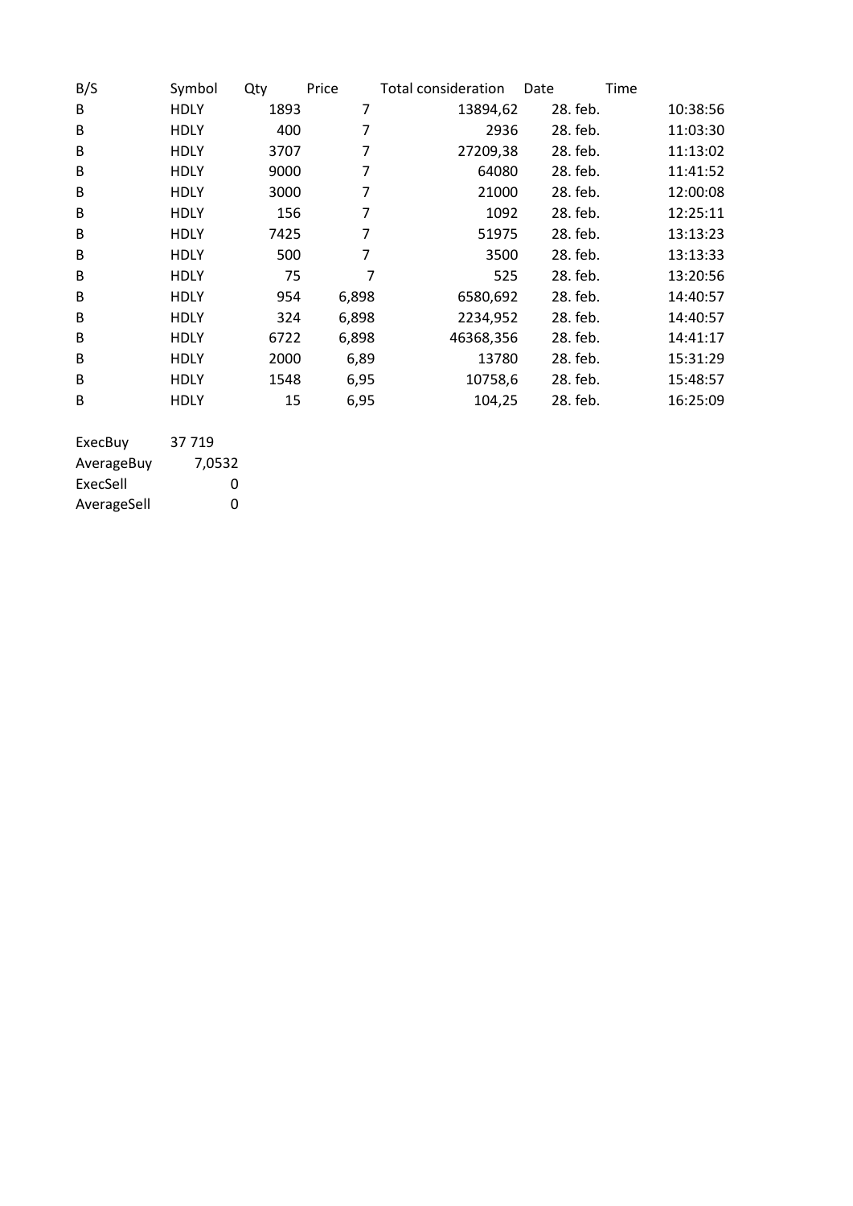| B/S | Symbol | Qty | Price | Total consideration | Date | Time |
|---|---|---|---|---|---|---|
| B | HDLY | 1893 | 7 | 13894,62 | 28. feb. | 10:38:56 |
| B | HDLY | 400 | 7 | 2936 | 28. feb. | 11:03:30 |
| B | HDLY | 3707 | 7 | 27209,38 | 28. feb. | 11:13:02 |
| B | HDLY | 9000 | 7 | 64080 | 28. feb. | 11:41:52 |
| B | HDLY | 3000 | 7 | 21000 | 28. feb. | 12:00:08 |
| B | HDLY | 156 | 7 | 1092 | 28. feb. | 12:25:11 |
| B | HDLY | 7425 | 7 | 51975 | 28. feb. | 13:13:23 |
| B | HDLY | 500 | 7 | 3500 | 28. feb. | 13:13:33 |
| B | HDLY | 75 | 7 | 525 | 28. feb. | 13:20:56 |
| B | HDLY | 954 | 6,898 | 6580,692 | 28. feb. | 14:40:57 |
| B | HDLY | 324 | 6,898 | 2234,952 | 28. feb. | 14:40:57 |
| B | HDLY | 6722 | 6,898 | 46368,356 | 28. feb. | 14:41:17 |
| B | HDLY | 2000 | 6,89 | 13780 | 28. feb. | 15:31:29 |
| B | HDLY | 1548 | 6,95 | 10758,6 | 28. feb. | 15:48:57 |
| B | HDLY | 15 | 6,95 | 104,25 | 28. feb. | 16:25:09 |

| | |
|---|---|
| ExecBuy | 37 719 |
| AverageBuy | 7,0532 |
| ExecSell | 0 |
| AverageSell | 0 |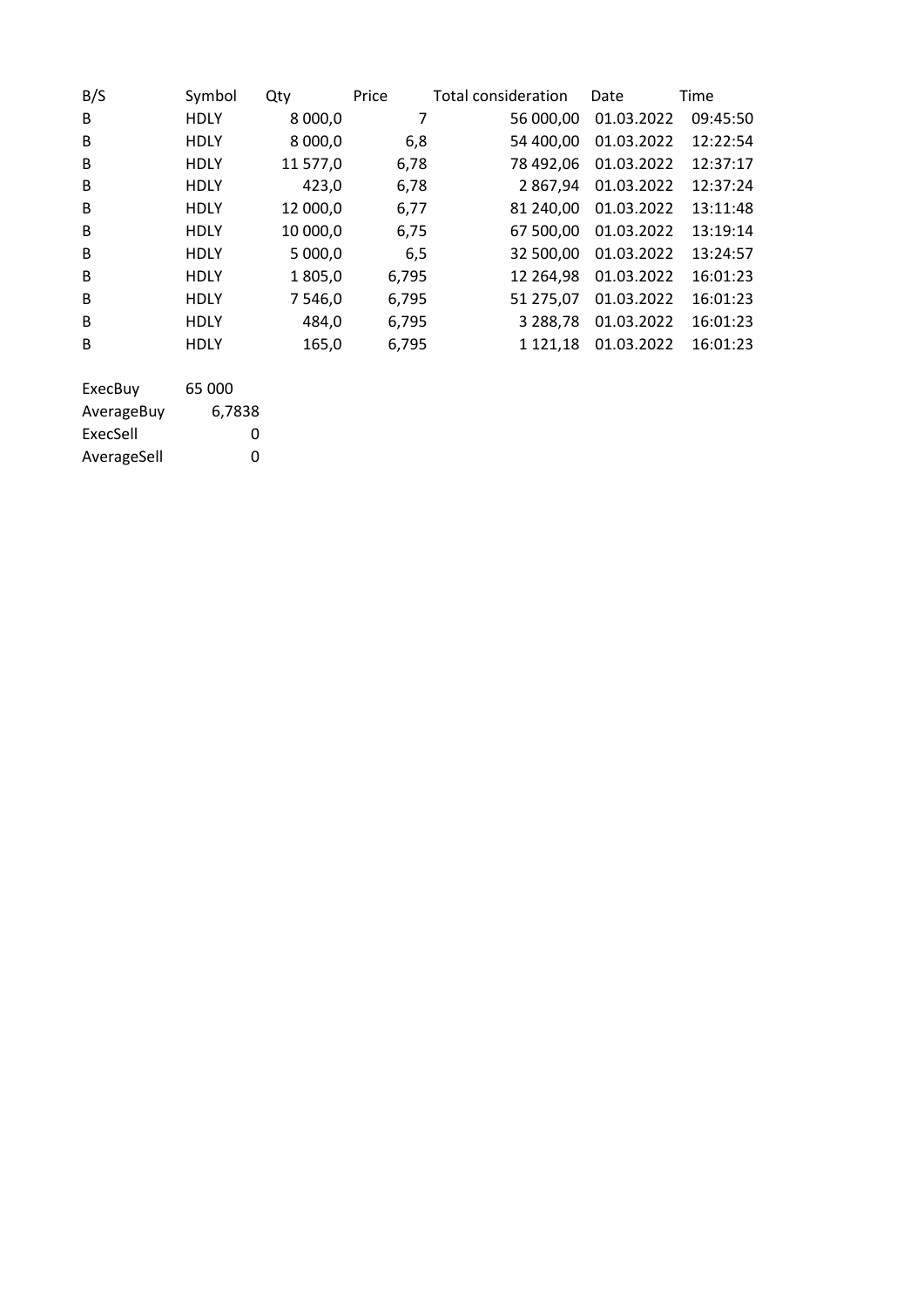| B/S | Symbol | Qty | Price | Total consideration | Date | Time |
|---|---|---|---|---|---|---|
| B | HDLY | 8 000,0 | 7 | 56 000,00 | 01.03.2022 | 09:45:50 |
| B | HDLY | 8 000,0 | 6,8 | 54 400,00 | 01.03.2022 | 12:22:54 |
| B | HDLY | 11 577,0 | 6,78 | 78 492,06 | 01.03.2022 | 12:37:17 |
| B | HDLY | 423,0 | 6,78 | 2 867,94 | 01.03.2022 | 12:37:24 |
| B | HDLY | 12 000,0 | 6,77 | 81 240,00 | 01.03.2022 | 13:11:48 |
| B | HDLY | 10 000,0 | 6,75 | 67 500,00 | 01.03.2022 | 13:19:14 |
| B | HDLY | 5 000,0 | 6,5 | 32 500,00 | 01.03.2022 | 13:24:57 |
| B | HDLY | 1 805,0 | 6,795 | 12 264,98 | 01.03.2022 | 16:01:23 |
| B | HDLY | 7 546,0 | 6,795 | 51 275,07 | 01.03.2022 | 16:01:23 |
| B | HDLY | 484,0 | 6,795 | 3 288,78 | 01.03.2022 | 16:01:23 |
| B | HDLY | 165,0 | 6,795 | 1 121,18 | 01.03.2022 | 16:01:23 |

| | |
|---|---|
| ExecBuy | 65 000 |
| AverageBuy | 6,7838 |
| ExecSell | 0 |
| AverageSell | 0 |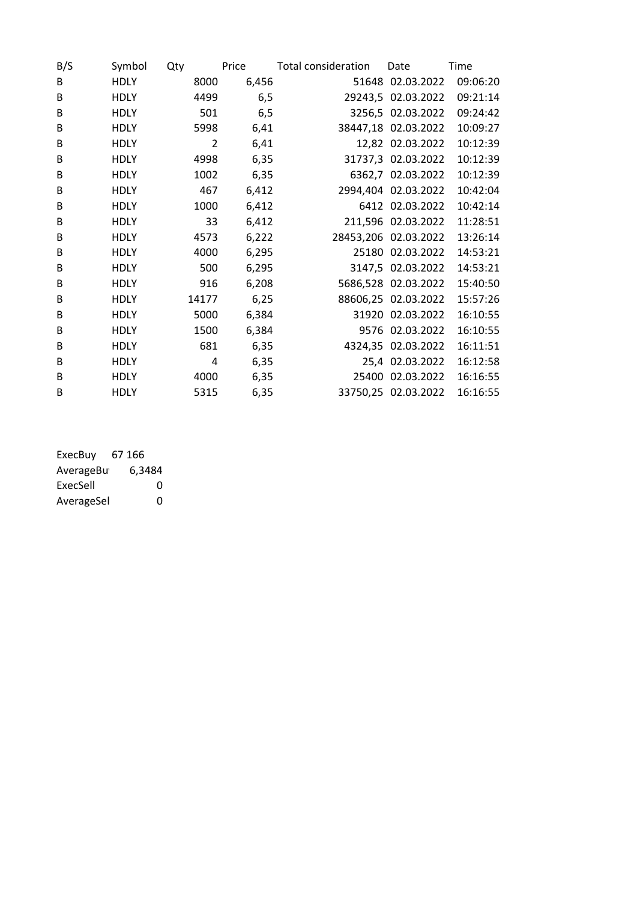| B/S | Symbol | Qty | Price | Total consideration | Date | Time |
|---|---|---|---|---|---|---|
| B | HDLY | 8000 | 6,456 | 51648 | 02.03.2022 | 09:06:20 |
| B | HDLY | 4499 | 6,5 | 29243,5 | 02.03.2022 | 09:21:14 |
| B | HDLY | 501 | 6,5 | 3256,5 | 02.03.2022 | 09:24:42 |
| B | HDLY | 5998 | 6,41 | 38447,18 | 02.03.2022 | 10:09:27 |
| B | HDLY | 2 | 6,41 | 12,82 | 02.03.2022 | 10:12:39 |
| B | HDLY | 4998 | 6,35 | 31737,3 | 02.03.2022 | 10:12:39 |
| B | HDLY | 1002 | 6,35 | 6362,7 | 02.03.2022 | 10:12:39 |
| B | HDLY | 467 | 6,412 | 2994,404 | 02.03.2022 | 10:42:04 |
| B | HDLY | 1000 | 6,412 | 6412 | 02.03.2022 | 10:42:14 |
| B | HDLY | 33 | 6,412 | 211,596 | 02.03.2022 | 11:28:51 |
| B | HDLY | 4573 | 6,222 | 28453,206 | 02.03.2022 | 13:26:14 |
| B | HDLY | 4000 | 6,295 | 25180 | 02.03.2022 | 14:53:21 |
| B | HDLY | 500 | 6,295 | 3147,5 | 02.03.2022 | 14:53:21 |
| B | HDLY | 916 | 6,208 | 5686,528 | 02.03.2022 | 15:40:50 |
| B | HDLY | 14177 | 6,25 | 88606,25 | 02.03.2022 | 15:57:26 |
| B | HDLY | 5000 | 6,384 | 31920 | 02.03.2022 | 16:10:55 |
| B | HDLY | 1500 | 6,384 | 9576 | 02.03.2022 | 16:10:55 |
| B | HDLY | 681 | 6,35 | 4324,35 | 02.03.2022 | 16:11:51 |
| B | HDLY | 4 | 6,35 | 25,4 | 02.03.2022 | 16:12:58 |
| B | HDLY | 4000 | 6,35 | 25400 | 02.03.2022 | 16:16:55 |
| B | HDLY | 5315 | 6,35 | 33750,25 | 02.03.2022 | 16:16:55 |

| | |
|---|---|
| ExecBuy | 67 166 |
| AverageBu | 6,3484 |
| ExecSell | 0 |
| AverageSel | 0 |